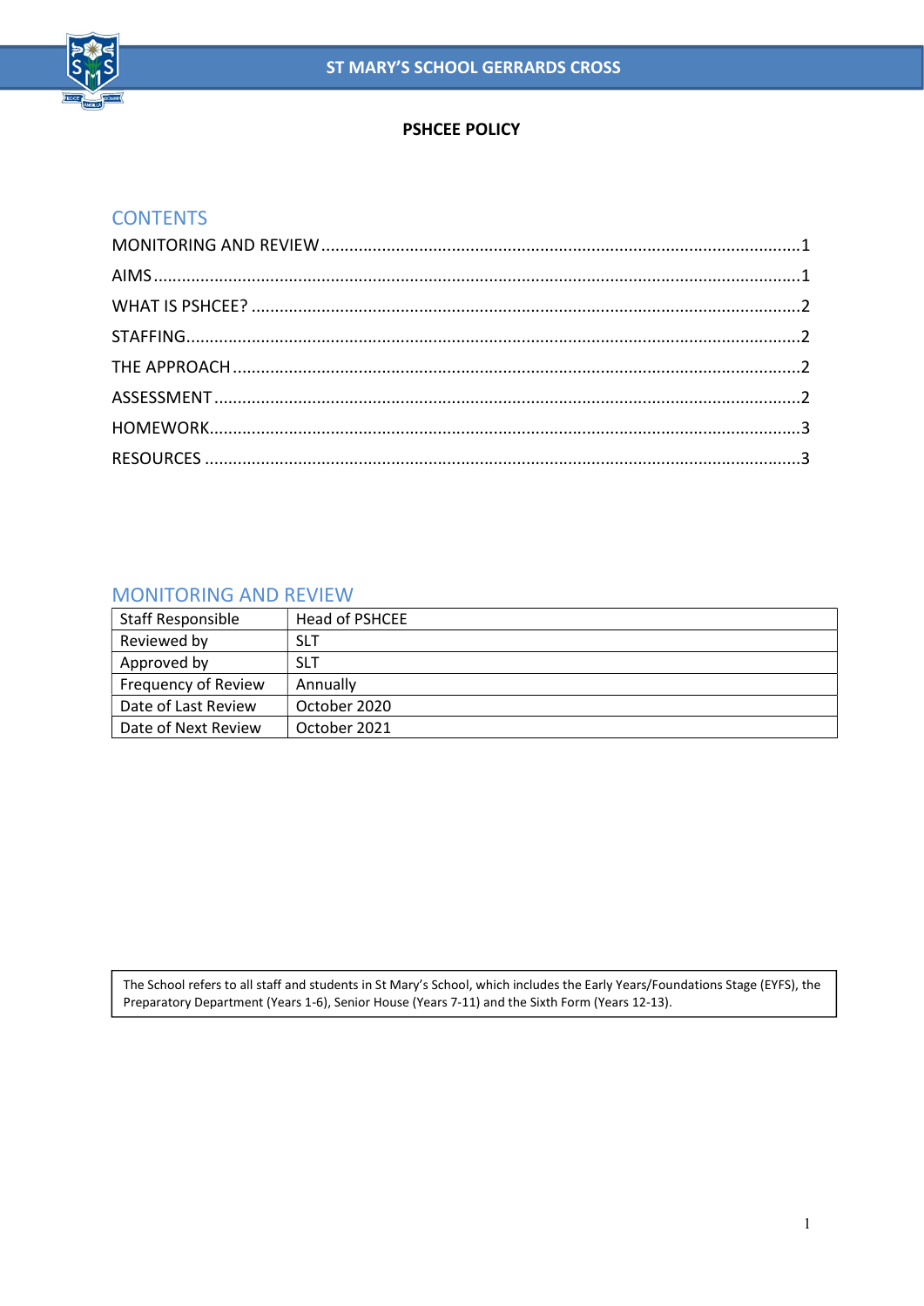# PSHCEE POLICY

## CONTENTS

MONITORING AND REVIEW ....................................................................................................1

AIMS ....................................................................................................................................1

WHAT IS PSHCEE? ...............................................................................................................2

STAFFING..............................................................................................................................2

THE APPROACH ....................................................................................................................2

ASSESSMENT .........................................................................................................................2

HOMEWORK..........................................................................................................................3

RESOURCES ..........................................................................................................................3

## MONITORING AND REVIEW

| Staff Responsible | Head of PSHCEE |
|---|---|
| Reviewed by | SLT |
| Approved by | SLT |
| Frequency of Review | Annually |
| Date of Last Review | October 2020 |
| Date of Next Review | October 2021 |

The School refers to all staff and students in St Mary's School, which includes the Early Years/Foundations Stage (EYFS), the Preparatory Department (Years 1-6), Senior House (Years 7-11) and the Sixth Form (Years 12-13).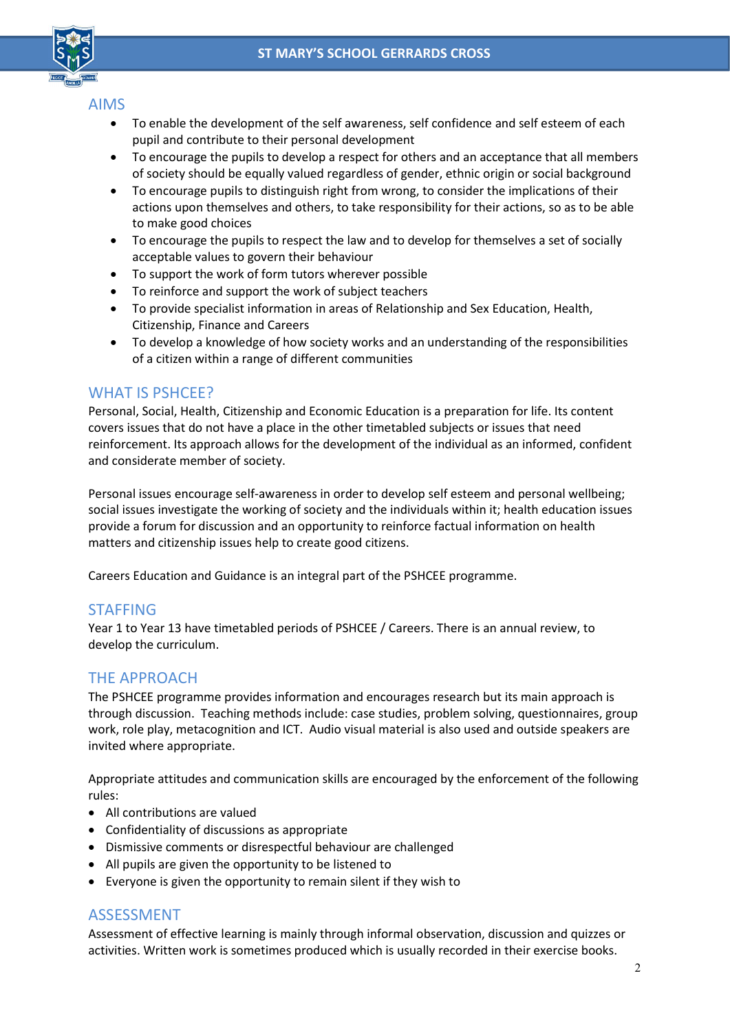## AIMS

- To enable the development of the self awareness, self confidence and self esteem of each pupil and contribute to their personal development
- To encourage the pupils to develop a respect for others and an acceptance that all members of society should be equally valued regardless of gender, ethnic origin or social background
- To encourage pupils to distinguish right from wrong, to consider the implications of their actions upon themselves and others, to take responsibility for their actions, so as to be able to make good choices
- To encourage the pupils to respect the law and to develop for themselves a set of socially acceptable values to govern their behaviour
- To support the work of form tutors wherever possible
- To reinforce and support the work of subject teachers
- To provide specialist information in areas of Relationship and Sex Education, Health, Citizenship, Finance and Careers
- To develop a knowledge of how society works and an understanding of the responsibilities of a citizen within a range of different communities

## WHAT IS PSHCEE?

Personal, Social, Health, Citizenship and Economic Education is a preparation for life. Its content covers issues that do not have a place in the other timetabled subjects or issues that need reinforcement. Its approach allows for the development of the individual as an informed, confident and considerate member of society.

Personal issues encourage self-awareness in order to develop self esteem and personal wellbeing; social issues investigate the working of society and the individuals within it; health education issues provide a forum for discussion and an opportunity to reinforce factual information on health matters and citizenship issues help to create good citizens.

Careers Education and Guidance is an integral part of the PSHCEE programme.

## STAFFING

Year 1 to Year 13 have timetabled periods of PSHCEE / Careers. There is an annual review, to develop the curriculum.

## THE APPROACH

The PSHCEE programme provides information and encourages research but its main approach is through discussion. Teaching methods include: case studies, problem solving, questionnaires, group work, role play, metacognition and ICT. Audio visual material is also used and outside speakers are invited where appropriate.

Appropriate attitudes and communication skills are encouraged by the enforcement of the following rules:

- All contributions are valued
- Confidentiality of discussions as appropriate
- Dismissive comments or disrespectful behaviour are challenged
- All pupils are given the opportunity to be listened to
- Everyone is given the opportunity to remain silent if they wish to

## ASSESSMENT

Assessment of effective learning is mainly through informal observation, discussion and quizzes or activities. Written work is sometimes produced which is usually recorded in their exercise books.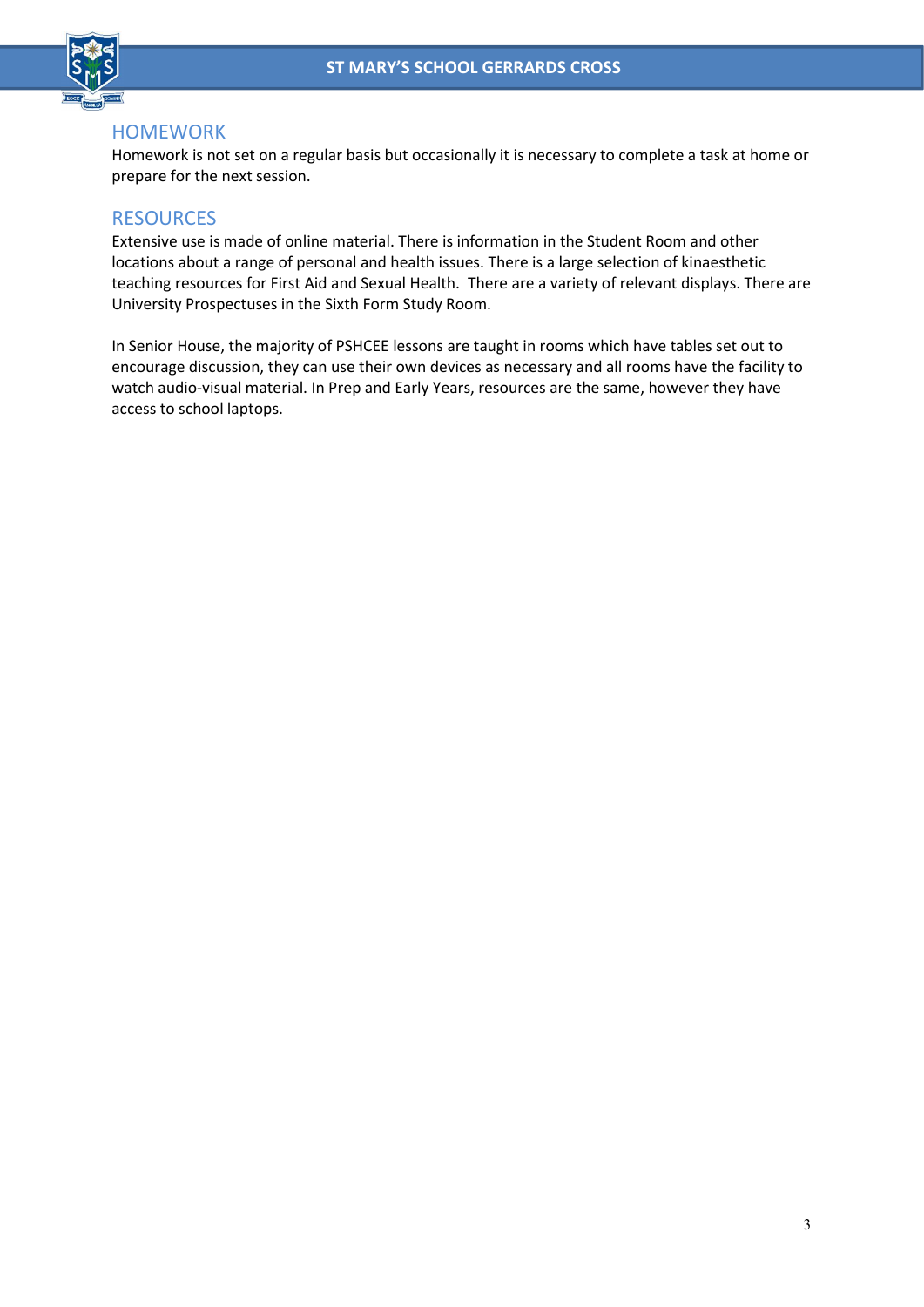## HOMEWORK

Homework is not set on a regular basis but occasionally it is necessary to complete a task at home or prepare for the next session.

## RESOURCES

Extensive use is made of online material. There is information in the Student Room and other locations about a range of personal and health issues. There is a large selection of kinaesthetic teaching resources for First Aid and Sexual Health. There are a variety of relevant displays. There are University Prospectuses in the Sixth Form Study Room.

In Senior House, the majority of PSHCEE lessons are taught in rooms which have tables set out to encourage discussion, they can use their own devices as necessary and all rooms have the facility to watch audio-visual material. In Prep and Early Years, resources are the same, however they have access to school laptops.